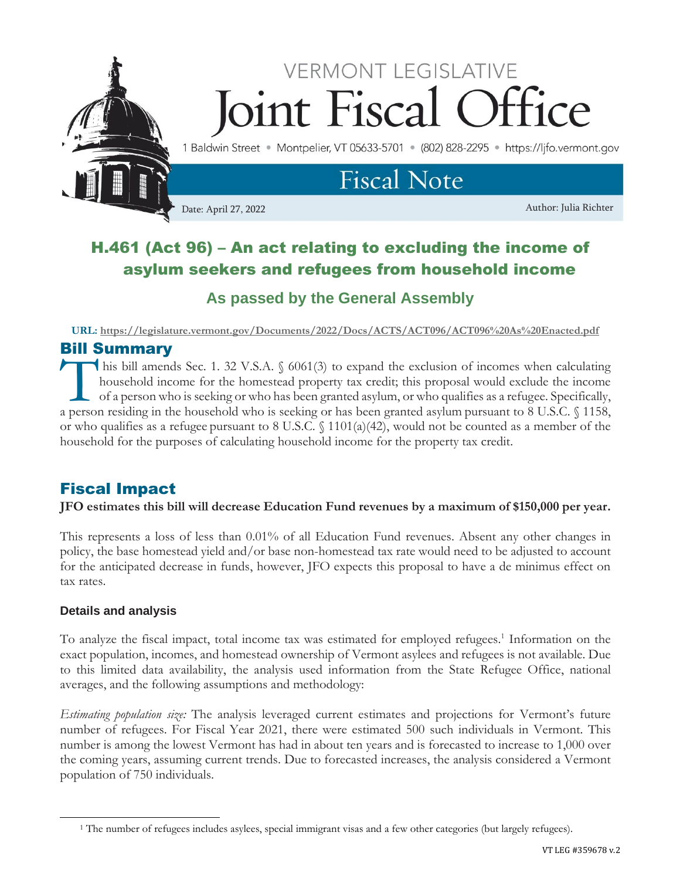VERMONT LEGISLATIVE

# Joint Fiscal Office

1 Baldwin Street • Montpelier, VT 05633-5701 • (802) 828-2295 • https://ljfo.vermont.gov

## Fiscal Note

Date: April 27, 2022

Author: Julia Richter

# H.461 (Act 96) – An act relating to excluding the income of asylum seekers and refugees from household income

### As passed by the General Assembly

**URL:** https://legislature.vermont.gov/Documents/2022/Docs/ACTS/ACT096/ACT096%20As%20Enacted.pdf

## Bill Summary

This bill amends Sec. 1. 32 V.S.A. § 6061(3) to expand the exclusion of incomes when calculating household income for the homestead property tax credit; this proposal would exclude the income of a person who is seeking or who has been granted asylum, or who qualifies as a refugee. Specifically, a person residing in the household who is seeking or has been granted asylum pursuant to 8 U.S.C. § 1158, or who qualifies as a refugee pursuant to 8 U.S.C. § 1101(a)(42), would not be counted as a member of the household for the purposes of calculating household income for the property tax credit.

## Fiscal Impact

**JFO estimates this bill will decrease Education Fund revenues by a maximum of $150,000 per year.**

This represents a loss of less than 0.01% of all Education Fund revenues. Absent any other changes in policy, the base homestead yield and/or base non-homestead tax rate would need to be adjusted to account for the anticipated decrease in funds, however, JFO expects this proposal to have a de minimus effect on tax rates.

### Details and analysis

To analyze the fiscal impact, total income tax was estimated for employed refugees.[1] Information on the exact population, incomes, and homestead ownership of Vermont asylees and refugees is not available. Due to this limited data availability, the analysis used information from the State Refugee Office, national averages, and the following assumptions and methodology:

*Estimating population size:* The analysis leveraged current estimates and projections for Vermont's future number of refugees. For Fiscal Year 2021, there were estimated 500 such individuals in Vermont. This number is among the lowest Vermont has had in about ten years and is forecasted to increase to 1,000 over the coming years, assuming current trends. Due to forecasted increases, the analysis considered a Vermont population of 750 individuals.

[1] The number of refugees includes asylees, special immigrant visas and a few other categories (but largely refugees).

VT LEG #359678 v.2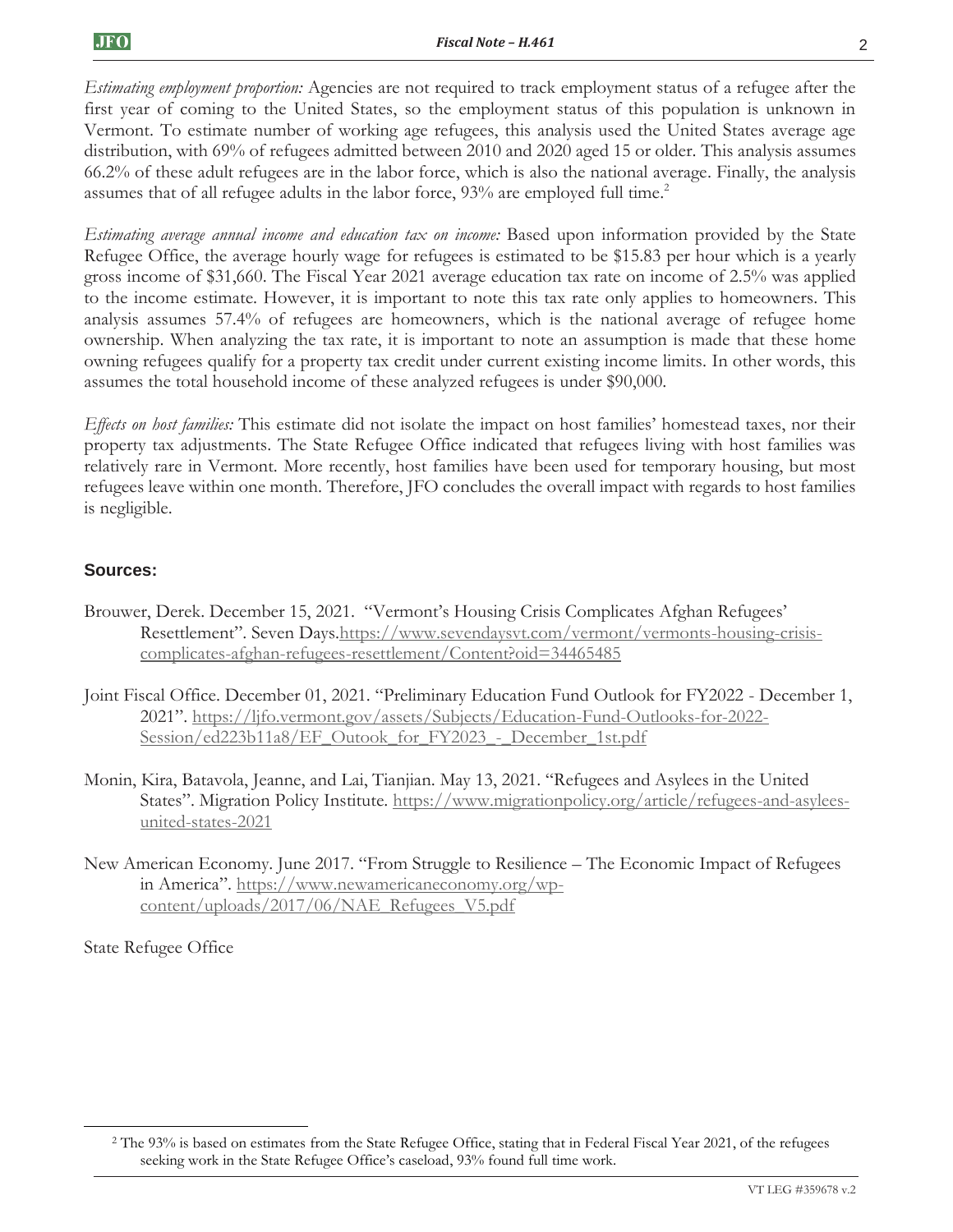*Estimating employment proportion:* Agencies are not required to track employment status of a refugee after the first year of coming to the United States, so the employment status of this population is unknown in Vermont. To estimate number of working age refugees, this analysis used the United States average age distribution, with 69% of refugees admitted between 2010 and 2020 aged 15 or older. This analysis assumes 66.2% of these adult refugees are in the labor force, which is also the national average. Finally, the analysis assumes that of all refugee adults in the labor force, 93% are employed full time.[2]

*Estimating average annual income and education tax on income:* Based upon information provided by the State Refugee Office, the average hourly wage for refugees is estimated to be $15.83 per hour which is a yearly gross income of $31,660. The Fiscal Year 2021 average education tax rate on income of 2.5% was applied to the income estimate. However, it is important to note this tax rate only applies to homeowners. This analysis assumes 57.4% of refugees are homeowners, which is the national average of refugee home ownership. When analyzing the tax rate, it is important to note an assumption is made that these home owning refugees qualify for a property tax credit under current existing income limits. In other words, this assumes the total household income of these analyzed refugees is under $90,000.

*Effects on host families:* This estimate did not isolate the impact on host families' homestead taxes, nor their property tax adjustments. The State Refugee Office indicated that refugees living with host families was relatively rare in Vermont. More recently, host families have been used for temporary housing, but most refugees leave within one month. Therefore, JFO concludes the overall impact with regards to host families is negligible.

## Sources:

Brouwer, Derek. December 15, 2021. "Vermont's Housing Crisis Complicates Afghan Refugees' Resettlement". Seven Days. https://www.sevendaysvt.com/vermont/vermonts-housing-crisis-complicates-afghan-refugees-resettlement/Content?oid=34465485

Joint Fiscal Office. December 01, 2021. "Preliminary Education Fund Outlook for FY2022 - December 1, 2021". https://ljfo.vermont.gov/assets/Subjects/Education-Fund-Outlooks-for-2022-Session/ed223b11a8/EF_Outook_for_FY2023_-_December_1st.pdf

Monin, Kira, Batavola, Jeanne, and Lai, Tianjian. May 13, 2021. "Refugees and Asylees in the United States". Migration Policy Institute. https://www.migrationpolicy.org/article/refugees-and-asylees-united-states-2021

New American Economy. June 2017. "From Struggle to Resilience – The Economic Impact of Refugees in America". https://www.newamericaneconomy.org/wp-content/uploads/2017/06/NAE_Refugees_V5.pdf

State Refugee Office

[2] The 93% is based on estimates from the State Refugee Office, stating that in Federal Fiscal Year 2021, of the refugees seeking work in the State Refugee Office's caseload, 93% found full time work.